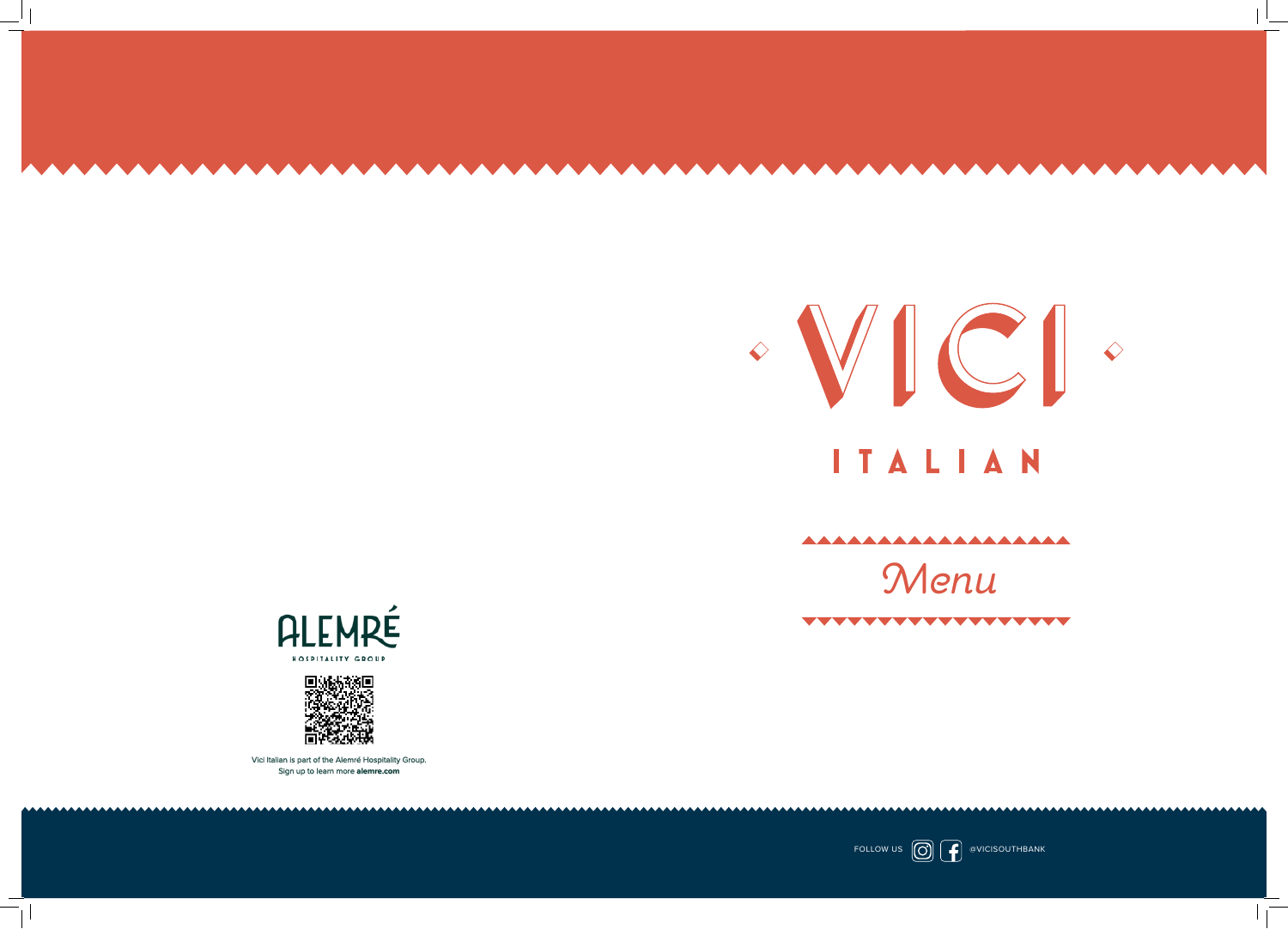# VICI

## ITALIAN

### *Menu*

ALEMRÉ

HOSPITALITY GROUP

Vici Italian is part of the Alemré Hospitality Group.
Sign up to learn more **alemre.com**

FOLLOW US @VICISOUTHBANK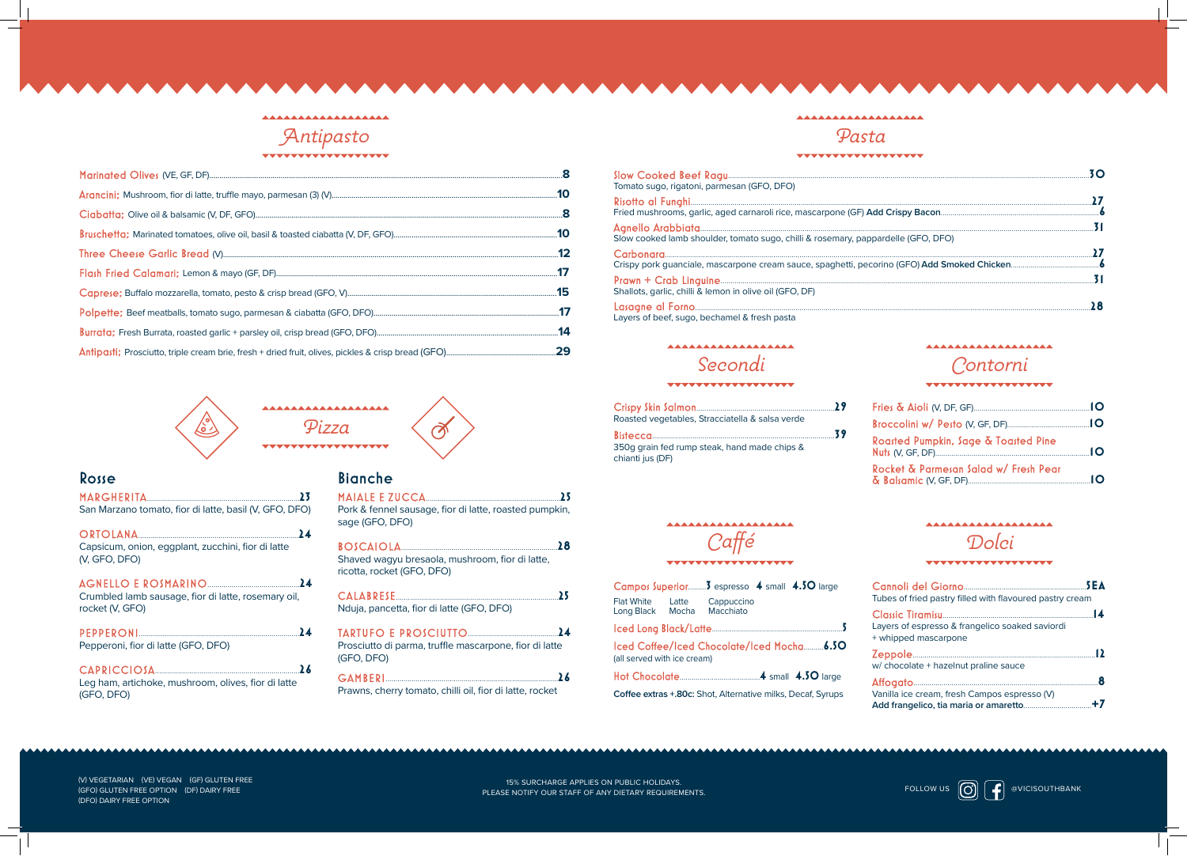## Antipasto

- Marinated Olives (VE, GF, DF) — 8
- Arancini; Mushroom, fior di latte, truffle mayo, parmesan (3) (V) — 10
- Ciabatta; Olive oil & balsamic (V, DF, GFO) — 8
- Bruschetta; Marinated tomatoes, olive oil, basil & toasted ciabatta (V, DF, GFO) — 10
- Three Cheese Garlic Bread (V) — 12
- Flash Fried Calamari; Lemon & mayo (GF, DF) — 17
- Caprese; Buffalo mozzarella, tomato, pesto & crisp bread (GFO, V) — 15
- Polpette; Beef meatballs, tomato sugo, parmesan & ciabatta (GFO, DFO) — 17
- Burrata; Fresh Burrata, roasted garlic + parsley oil, crisp bread (GFO, DFO) — 14
- Antipasti; Prosciutto, triple cream brie, fresh + dried fruit, olives, pickles & crisp bread (GFO) — 29

## Pizza

### Rosse

**MARGHERITA** — 23
San Marzano tomato, fior di latte, basil (V, GFO, DFO)

**ORTOLANA** — 24
Capsicum, onion, eggplant, zucchini, fior di latte (V, GFO, DFO)

**AGNELLO E ROSMARINO** — 24
Crumbled lamb sausage, fior di latte, rosemary oil, rocket (V, GFO)

**PEPPERONI** — 24
Pepperoni, fior di latte (GFO, DFO)

**CAPRICCIOSA** — 26
Leg ham, artichoke, mushroom, olives, fior di latte (GFO, DFO)

### Bianche

**MAIALE E ZUCCA** — 25
Pork & fennel sausage, fior di latte, roasted pumpkin, sage (GFO, DFO)

**BOSCAIOLA** — 28
Shaved wagyu bresaola, mushroom, fior di latte, ricotta, rocket (GFO, DFO)

**CALABRESE** — 25
Nduja, pancetta, fior di latte (GFO, DFO)

**TARTUFO E PROSCIUTTO** — 24
Prosciutto di parma, truffle mascarpone, fior di latte (GFO, DFO)

**GAMBERI** — 26
Prawns, cherry tomato, chilli oil, fior di latte, rocket

## Pasta

**Slow Cooked Beef Ragu** — 30
Tomato sugo, rigatoni, parmesan (GFO, DFO)

**Risotto al Funghi** — 27
Fried mushrooms, garlic, aged carnaroli rice, mascarpone (GF) **Add Crispy Bacon** — 6

**Agnello Arrabbiata** — 31
Slow cooked lamb shoulder, tomato sugo, chilli & rosemary, pappardelle (GFO, DFO)

**Carbonara** — 27
Crispy pork guanciale, mascarpone cream sauce, spaghetti, pecorino (GFO) **Add Smoked Chicken** — 6

**Prawn + Crab Linguine** — 31
Shallots, garlic, chilli & lemon in olive oil (GFO, DF)

**Lasagne al Forno** — 28
Layers of beef, sugo, bechamel & fresh pasta

## Secondi

**Crispy Skin Salmon** — 29
Roasted vegetables, Stracciatella & salsa verde

**Bistecca** — 39
350g grain fed rump steak, hand made chips & chianti jus (DF)

## Contorni

- Fries & Aioli (V, DF, GF) — 10
- Broccolini w/ Pesto (V, GF, DF) — 10
- Roasted Pumpkin, Sage & Toasted Pine Nuts (V, GF, DF) — 10
- Rocket & Parmesan Salad w/ Fresh Pear & Balsamic (V, GF, DF) — 10

## Caffé

**Campos Superior** — 3 espresso 4 small 4.50 large
Flat White, Long Black, Latte, Mocha, Cappuccino, Macchiato

**Iced Long Black/Latte** — 5

**Iced Coffee/Iced Chocolate/Iced Mocha** — 6.50
(all served with ice cream)

**Hot Chocolate** — 4 small 4.50 large

**Coffee extras +.80c:** Shot, Alternative milks, Decaf, Syrups

## Dolci

**Cannoli del Giorno** — 5EA
Tubes of fried pastry filled with flavoured pastry cream

**Classic Tiramisu** — 14
Layers of espresso & frangelico soaked saviordi + whipped mascarpone

**Zeppole** — 12
w/ chocolate + hazelnut praline sauce

**Affogato** — 8
Vanilla ice cream, fresh Campos espresso (V)
**Add frangelico, tia maria or amaretto** — +7

(V) VEGETARIAN (VE) VEGAN (GF) GLUTEN FREE
(GFO) GLUTEN FREE OPTION (DF) DAIRY FREE
(DFO) DAIRY FREE OPTION

15% SURCHARGE APPLIES ON PUBLIC HOLIDAYS.
PLEASE NOTIFY OUR STAFF OF ANY DIETARY REQUIREMENTS.

FOLLOW US @VICISOUTHBANK